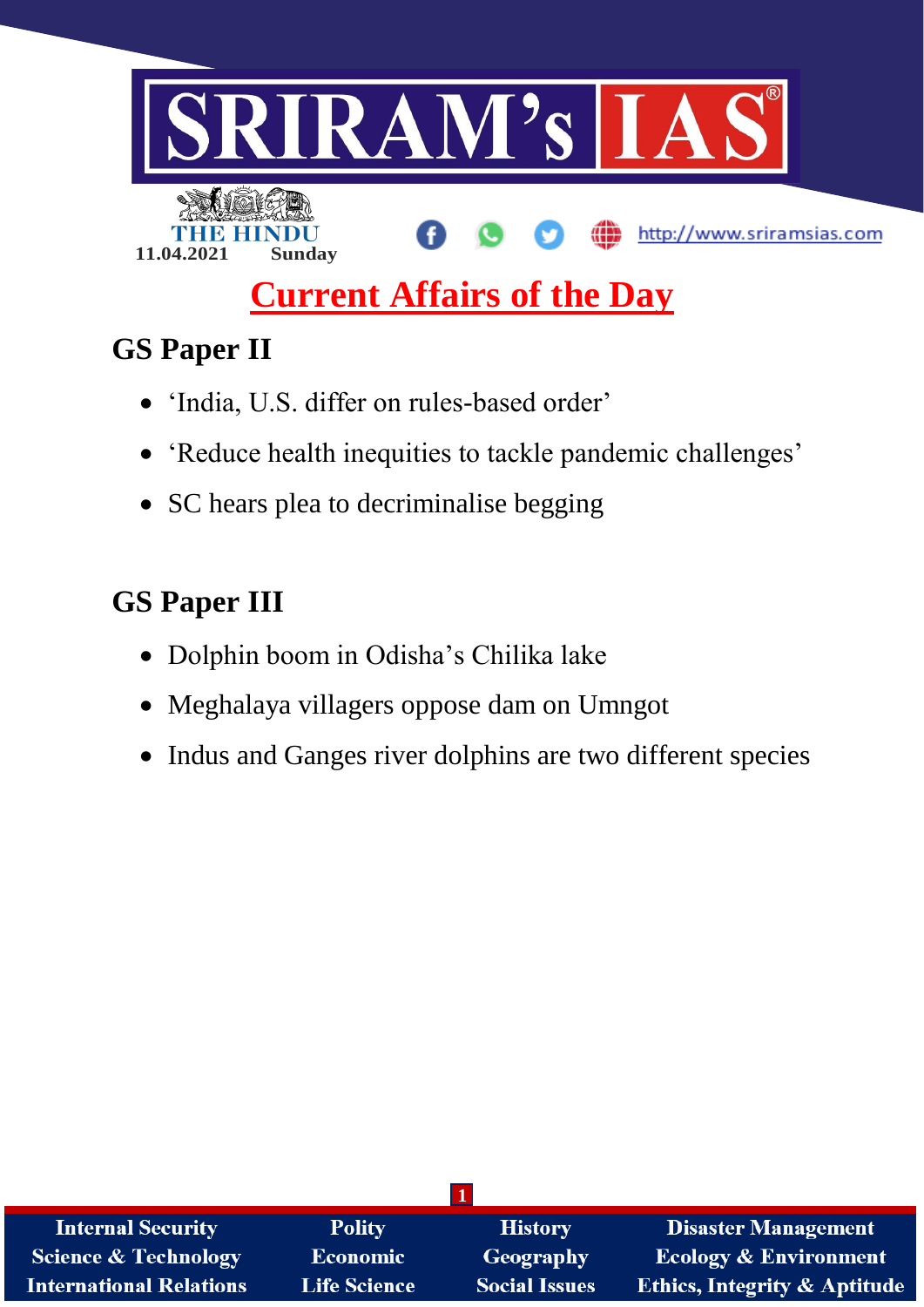SRIRAM's IAS

THE HINDU

11.04.2021 Sunday

http://www.sriramsias.com

# Current Affairs of the Day

## GS Paper II

- 'India, U.S. differ on rules-based order'
- 'Reduce health inequities to tackle pandemic challenges'
- SC hears plea to decriminalise begging

## GS Paper III

- Dolphin boom in Odisha's Chilika lake
- Meghalaya villagers oppose dam on Umngot
- Indus and Ganges river dolphins are two different species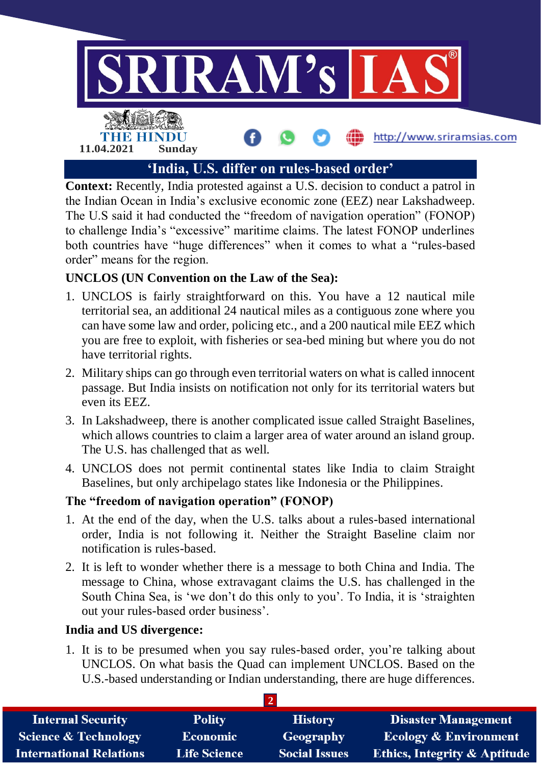## 'India, U.S. differ on rules-based order'

**Context:** Recently, India protested against a U.S. decision to conduct a patrol in the Indian Ocean in India's exclusive economic zone (EEZ) near Lakshadweep. The U.S said it had conducted the "freedom of navigation operation" (FONOP) to challenge India's "excessive" maritime claims. The latest FONOP underlines both countries have "huge differences" when it comes to what a "rules-based order" means for the region.

**UNCLOS (UN Convention on the Law of the Sea):**

1. UNCLOS is fairly straightforward on this. You have a 12 nautical mile territorial sea, an additional 24 nautical miles as a contiguous zone where you can have some law and order, policing etc., and a 200 nautical mile EEZ which you are free to exploit, with fisheries or sea-bed mining but where you do not have territorial rights.
2. Military ships can go through even territorial waters on what is called innocent passage. But India insists on notification not only for its territorial waters but even its EEZ.
3. In Lakshadweep, there is another complicated issue called Straight Baselines, which allows countries to claim a larger area of water around an island group. The U.S. has challenged that as well.
4. UNCLOS does not permit continental states like India to claim Straight Baselines, but only archipelago states like Indonesia or the Philippines.

**The "freedom of navigation operation" (FONOP)**

1. At the end of the day, when the U.S. talks about a rules-based international order, India is not following it. Neither the Straight Baseline claim nor notification is rules-based.
2. It is left to wonder whether there is a message to both China and India. The message to China, whose extravagant claims the U.S. has challenged in the South China Sea, is 'we don't do this only to you'. To India, it is 'straighten out your rules-based order business'.

**India and US divergence:**

1. It is to be presumed when you say rules-based order, you're talking about UNCLOS. On what basis the Quad can implement UNCLOS. Based on the U.S.-based understanding or Indian understanding, there are huge differences.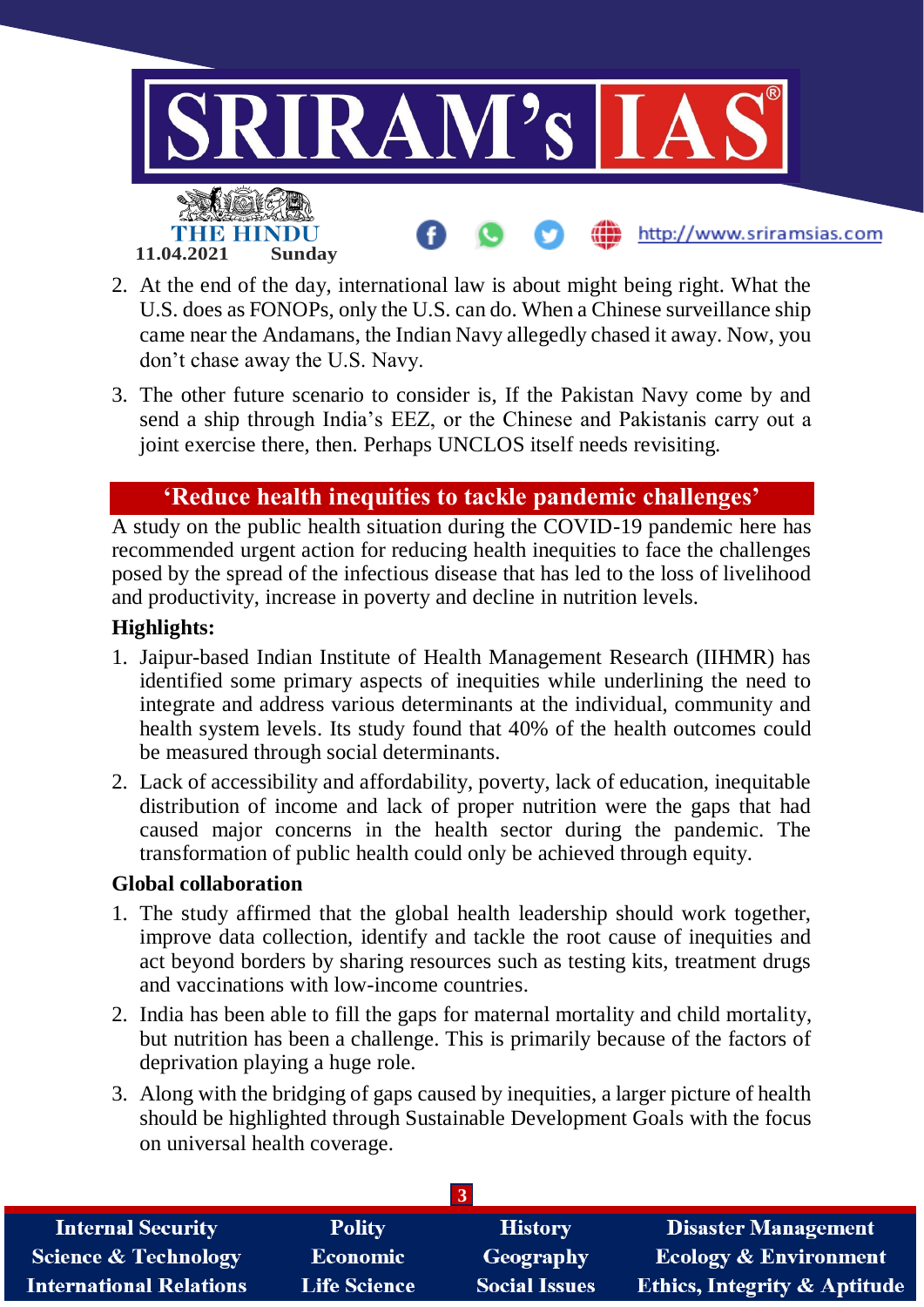2. At the end of the day, international law is about might being right. What the U.S. does as FONOPs, only the U.S. can do. When a Chinese surveillance ship came near the Andamans, the Indian Navy allegedly chased it away. Now, you don't chase away the U.S. Navy.
3. The other future scenario to consider is, If the Pakistan Navy come by and send a ship through India's EEZ, or the Chinese and Pakistanis carry out a joint exercise there, then. Perhaps UNCLOS itself needs revisiting.

## 'Reduce health inequities to tackle pandemic challenges'

A study on the public health situation during the COVID-19 pandemic here has recommended urgent action for reducing health inequities to face the challenges posed by the spread of the infectious disease that has led to the loss of livelihood and productivity, increase in poverty and decline in nutrition levels.

**Highlights:**

1. Jaipur-based Indian Institute of Health Management Research (IIHMR) has identified some primary aspects of inequities while underlining the need to integrate and address various determinants at the individual, community and health system levels. Its study found that 40% of the health outcomes could be measured through social determinants.
2. Lack of accessibility and affordability, poverty, lack of education, inequitable distribution of income and lack of proper nutrition were the gaps that had caused major concerns in the health sector during the pandemic. The transformation of public health could only be achieved through equity.

**Global collaboration**

1. The study affirmed that the global health leadership should work together, improve data collection, identify and tackle the root cause of inequities and act beyond borders by sharing resources such as testing kits, treatment drugs and vaccinations with low-income countries.
2. India has been able to fill the gaps for maternal mortality and child mortality, but nutrition has been a challenge. This is primarily because of the factors of deprivation playing a huge role.
3. Along with the bridging of gaps caused by inequities, a larger picture of health should be highlighted through Sustainable Development Goals with the focus on universal health coverage.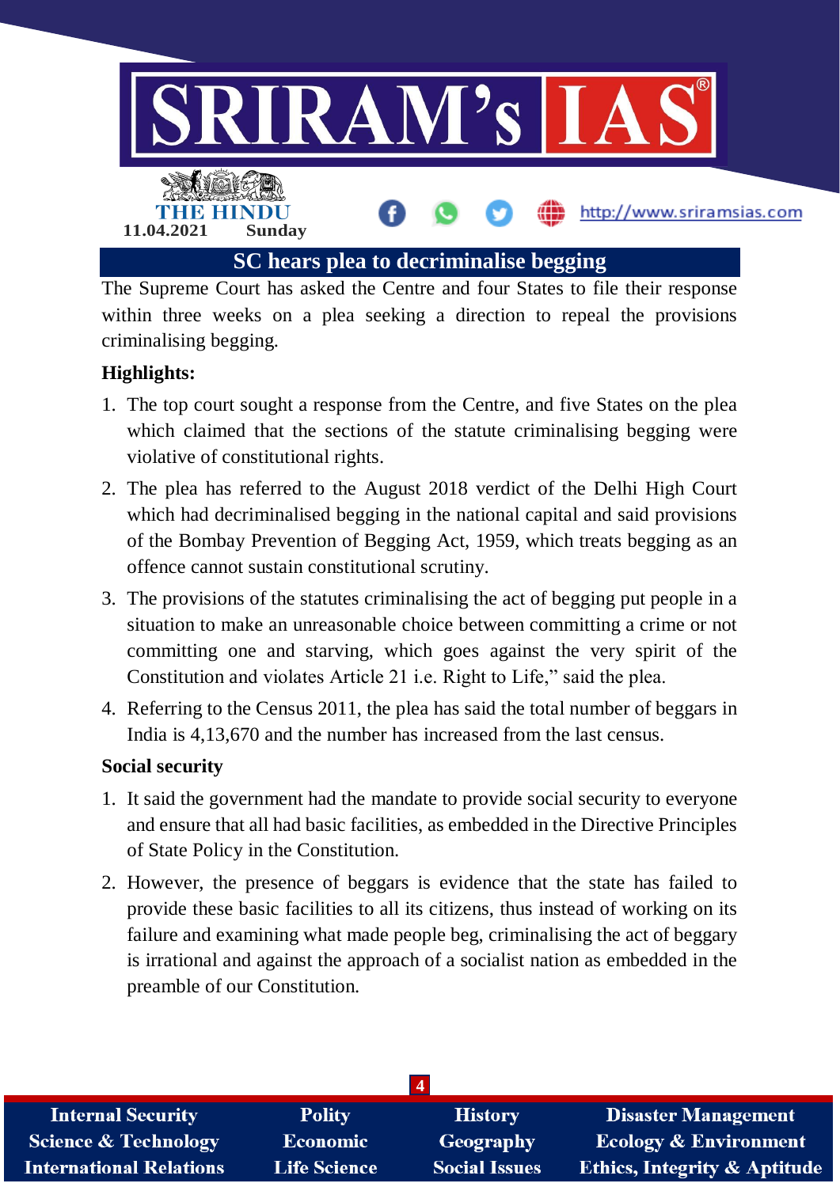# SC hears plea to decriminalise begging

The Supreme Court has asked the Centre and four States to file their response within three weeks on a plea seeking a direction to repeal the provisions criminalising begging.

**Highlights:**

1. The top court sought a response from the Centre, and five States on the plea which claimed that the sections of the statute criminalising begging were violative of constitutional rights.
2. The plea has referred to the August 2018 verdict of the Delhi High Court which had decriminalised begging in the national capital and said provisions of the Bombay Prevention of Begging Act, 1959, which treats begging as an offence cannot sustain constitutional scrutiny.
3. The provisions of the statutes criminalising the act of begging put people in a situation to make an unreasonable choice between committing a crime or not committing one and starving, which goes against the very spirit of the Constitution and violates Article 21 i.e. Right to Life," said the plea.
4. Referring to the Census 2011, the plea has said the total number of beggars in India is 4,13,670 and the number has increased from the last census.

**Social security**

1. It said the government had the mandate to provide social security to everyone and ensure that all had basic facilities, as embedded in the Directive Principles of State Policy in the Constitution.
2. However, the presence of beggars is evidence that the state has failed to provide these basic facilities to all its citizens, thus instead of working on its failure and examining what made people beg, criminalising the act of beggary is irrational and against the approach of a socialist nation as embedded in the preamble of our Constitution.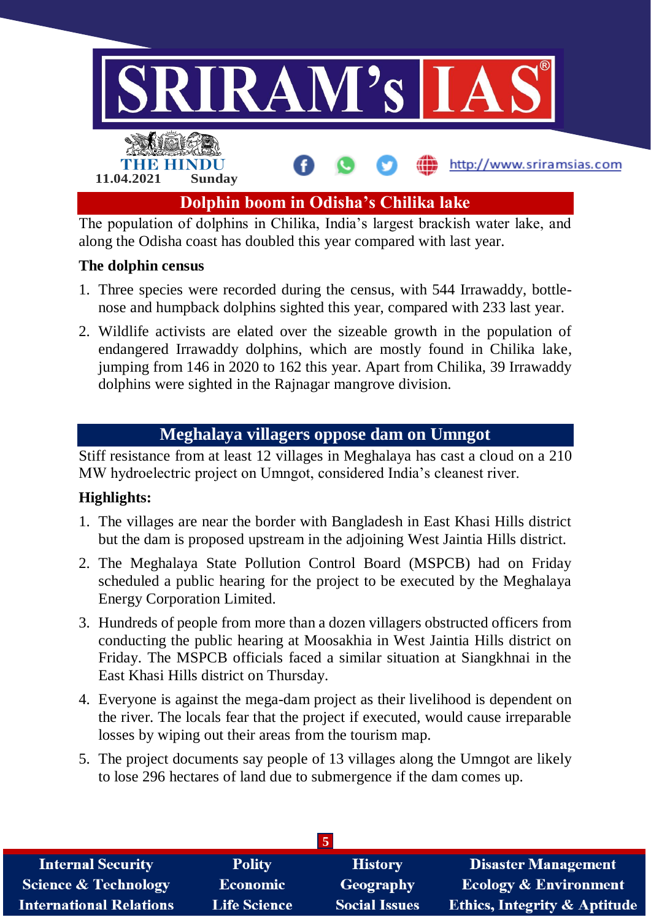## Dolphin boom in Odisha's Chilika lake

The population of dolphins in Chilika, India's largest brackish water lake, and along the Odisha coast has doubled this year compared with last year.

**The dolphin census**

1. Three species were recorded during the census, with 544 Irrawaddy, bottle-nose and humpback dolphins sighted this year, compared with 233 last year.
2. Wildlife activists are elated over the sizeable growth in the population of endangered Irrawaddy dolphins, which are mostly found in Chilika lake, jumping from 146 in 2020 to 162 this year. Apart from Chilika, 39 Irrawaddy dolphins were sighted in the Rajnagar mangrove division.

## Meghalaya villagers oppose dam on Umngot

Stiff resistance from at least 12 villages in Meghalaya has cast a cloud on a 210 MW hydroelectric project on Umngot, considered India's cleanest river.

**Highlights:**

1. The villages are near the border with Bangladesh in East Khasi Hills district but the dam is proposed upstream in the adjoining West Jaintia Hills district.
2. The Meghalaya State Pollution Control Board (MSPCB) had on Friday scheduled a public hearing for the project to be executed by the Meghalaya Energy Corporation Limited.
3. Hundreds of people from more than a dozen villagers obstructed officers from conducting the public hearing at Moosakhia in West Jaintia Hills district on Friday. The MSPCB officials faced a similar situation at Siangkhnai in the East Khasi Hills district on Thursday.
4. Everyone is against the mega-dam project as their livelihood is dependent on the river. The locals fear that the project if executed, would cause irreparable losses by wiping out their areas from the tourism map.
5. The project documents say people of 13 villages along the Umngot are likely to lose 296 hectares of land due to submergence if the dam comes up.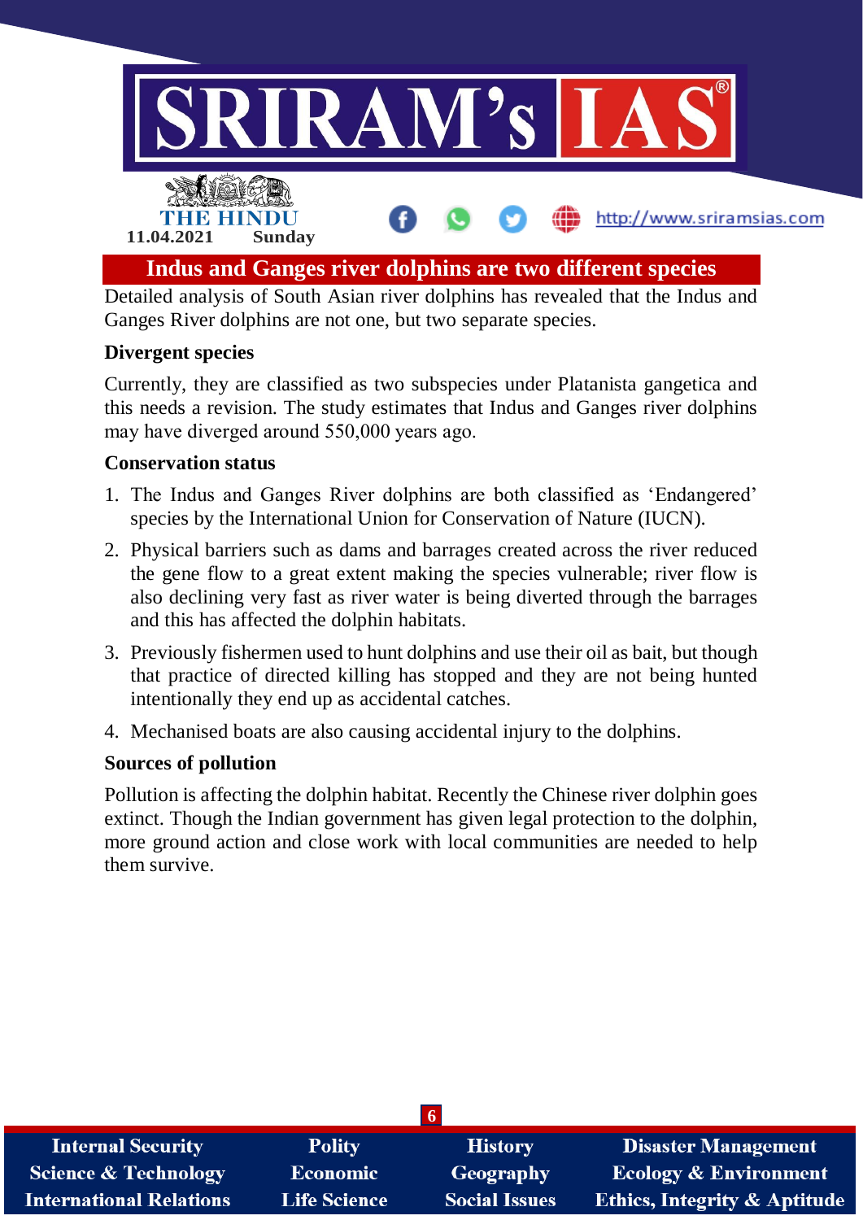## Indus and Ganges river dolphins are two different species

Detailed analysis of South Asian river dolphins has revealed that the Indus and Ganges River dolphins are not one, but two separate species.

### Divergent species

Currently, they are classified as two subspecies under Platanista gangetica and this needs a revision. The study estimates that Indus and Ganges river dolphins may have diverged around 550,000 years ago.

### Conservation status

1. The Indus and Ganges River dolphins are both classified as 'Endangered' species by the International Union for Conservation of Nature (IUCN).
2. Physical barriers such as dams and barrages created across the river reduced the gene flow to a great extent making the species vulnerable; river flow is also declining very fast as river water is being diverted through the barrages and this has affected the dolphin habitats.
3. Previously fishermen used to hunt dolphins and use their oil as bait, but though that practice of directed killing has stopped and they are not being hunted intentionally they end up as accidental catches.
4. Mechanised boats are also causing accidental injury to the dolphins.

### Sources of pollution

Pollution is affecting the dolphin habitat. Recently the Chinese river dolphin goes extinct. Though the Indian government has given legal protection to the dolphin, more ground action and close work with local communities are needed to help them survive.